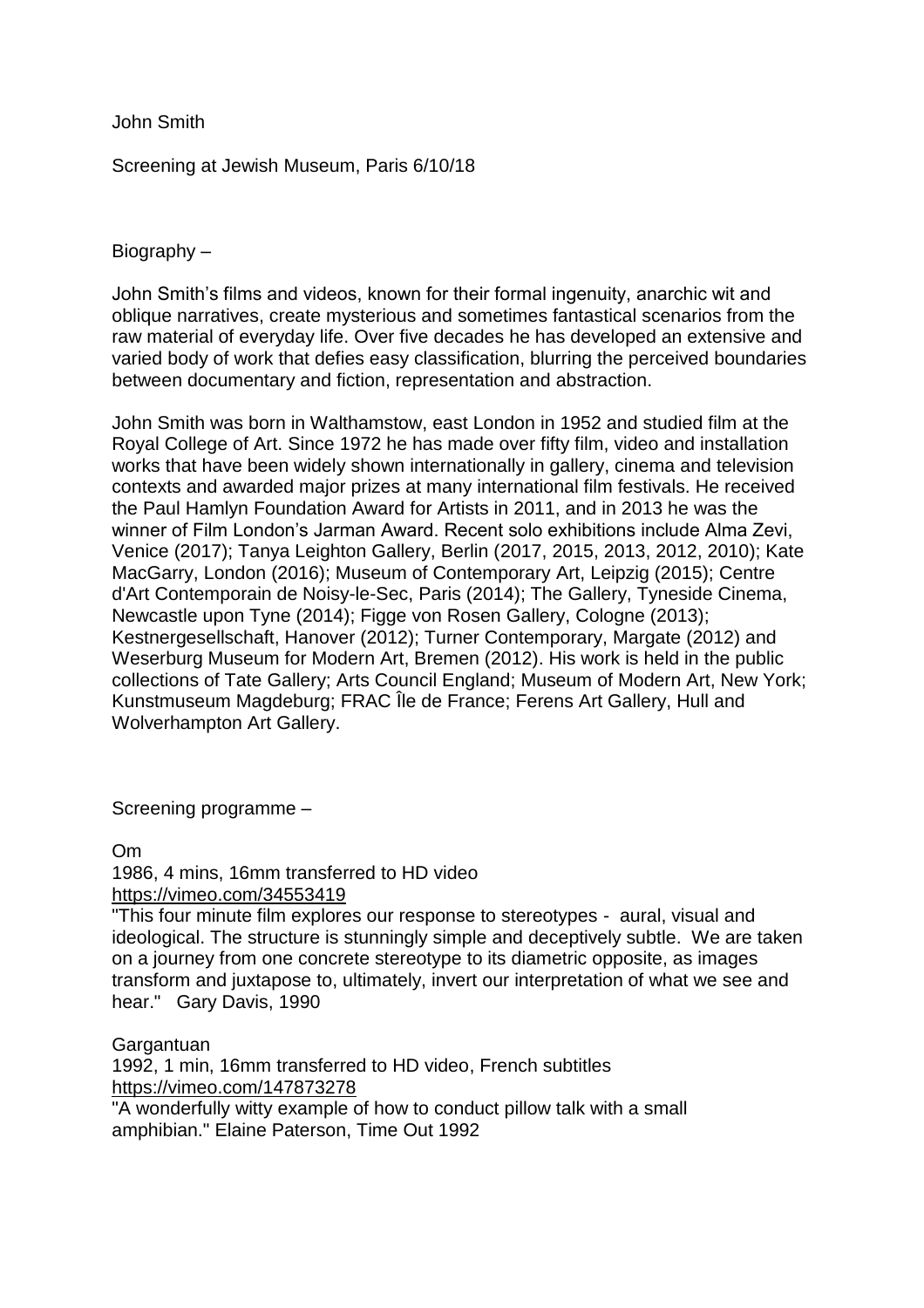John Smith

Screening at Jewish Museum, Paris 6/10/18

Biography –

John Smith's films and videos, known for their formal ingenuity, anarchic wit and oblique narratives, create mysterious and sometimes fantastical scenarios from the raw material of everyday life. Over five decades he has developed an extensive and varied body of work that defies easy classification, blurring the perceived boundaries between documentary and fiction, representation and abstraction.

John Smith was born in Walthamstow, east London in 1952 and studied film at the Royal College of Art. Since 1972 he has made over fifty film, video and installation works that have been widely shown internationally in gallery, cinema and television contexts and awarded major prizes at many international film festivals. He received the Paul Hamlyn Foundation Award for Artists in 2011, and in 2013 he was the winner of Film London's Jarman Award. Recent solo exhibitions include Alma Zevi, Venice (2017); Tanya Leighton Gallery, Berlin (2017, 2015, 2013, 2012, 2010); Kate MacGarry, London (2016); Museum of Contemporary Art, Leipzig (2015); Centre d'Art Contemporain de Noisy-le-Sec, Paris (2014); The Gallery, Tyneside Cinema, Newcastle upon Tyne (2014); Figge von Rosen Gallery, Cologne (2013); Kestnergesellschaft, Hanover (2012); Turner Contemporary, Margate (2012) and Weserburg Museum for Modern Art, Bremen (2012). His work is held in the public collections of Tate Gallery; Arts Council England; Museum of Modern Art, New York; Kunstmuseum Magdeburg; FRAC Île de France; Ferens Art Gallery, Hull and Wolverhampton Art Gallery.

Screening programme –

Om
1986, 4 mins, 16mm transferred to HD video
https://vimeo.com/34553419
"This four minute film explores our response to stereotypes - aural, visual and ideological. The structure is stunningly simple and deceptively subtle. We are taken on a journey from one concrete stereotype to its diametric opposite, as images transform and juxtapose to, ultimately, invert our interpretation of what we see and hear." Gary Davis, 1990

Gargantuan
1992, 1 min, 16mm transferred to HD video, French subtitles
https://vimeo.com/147873278
"A wonderfully witty example of how to conduct pillow talk with a small amphibian." Elaine Paterson, Time Out 1992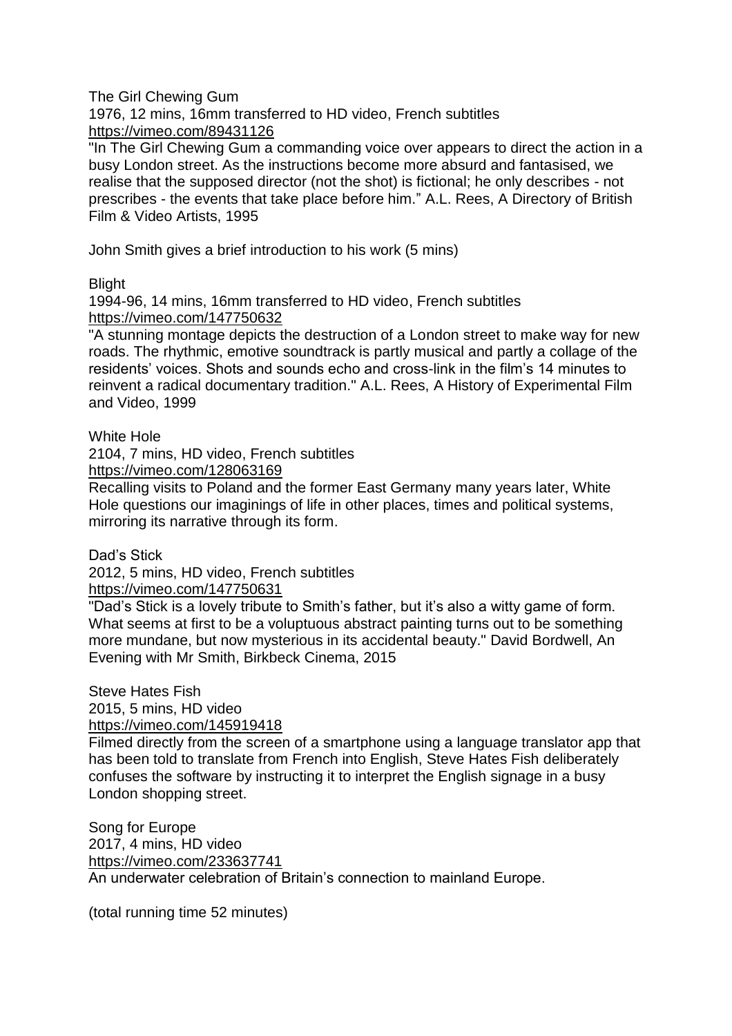The Girl Chewing Gum
1976, 12 mins, 16mm transferred to HD video, French subtitles
https://vimeo.com/89431126

"In The Girl Chewing Gum a commanding voice over appears to direct the action in a busy London street. As the instructions become more absurd and fantasised, we realise that the supposed director (not the shot) is fictional; he only describes - not prescribes - the events that take place before him." A.L. Rees, A Directory of British Film & Video Artists, 1995

John Smith gives a brief introduction to his work (5 mins)

Blight
1994-96, 14 mins, 16mm transferred to HD video, French subtitles
https://vimeo.com/147750632

"A stunning montage depicts the destruction of a London street to make way for new roads. The rhythmic, emotive soundtrack is partly musical and partly a collage of the residents' voices. Shots and sounds echo and cross-link in the film's 14 minutes to reinvent a radical documentary tradition." A.L. Rees, A History of Experimental Film and Video, 1999

White Hole
2104, 7 mins, HD video, French subtitles
https://vimeo.com/128063169

Recalling visits to Poland and the former East Germany many years later, White Hole questions our imaginings of life in other places, times and political systems, mirroring its narrative through its form.

Dad's Stick
2012, 5 mins, HD video, French subtitles
https://vimeo.com/147750631

"Dad's Stick is a lovely tribute to Smith's father, but it's also a witty game of form. What seems at first to be a voluptuous abstract painting turns out to be something more mundane, but now mysterious in its accidental beauty." David Bordwell, An Evening with Mr Smith, Birkbeck Cinema, 2015

Steve Hates Fish
2015, 5 mins, HD video
https://vimeo.com/145919418

Filmed directly from the screen of a smartphone using a language translator app that has been told to translate from French into English, Steve Hates Fish deliberately confuses the software by instructing it to interpret the English signage in a busy London shopping street.

Song for Europe
2017, 4 mins, HD video
https://vimeo.com/233637741

An underwater celebration of Britain's connection to mainland Europe.

(total running time 52 minutes)